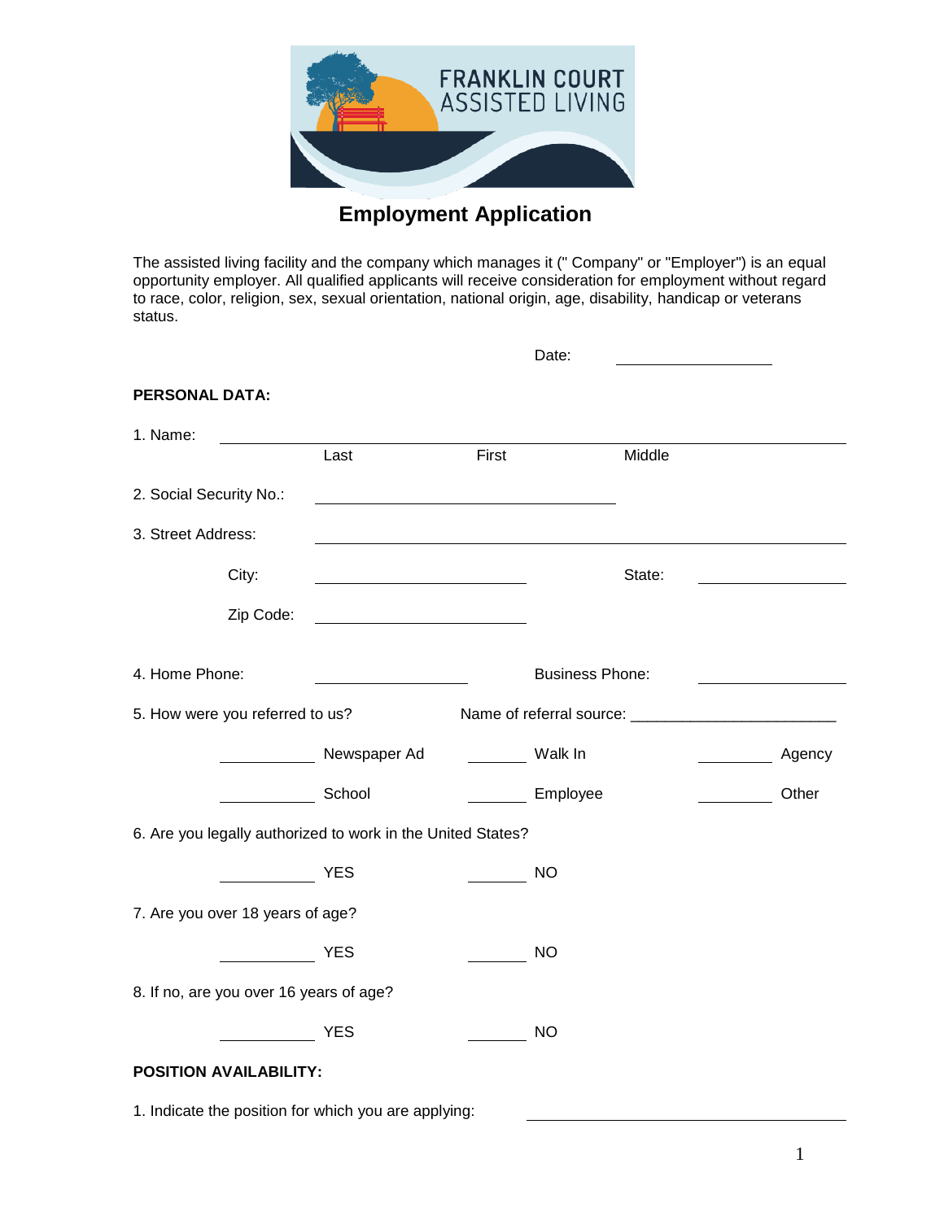FRANKLIN COURT ASSISTED LIVING

# Employment Application

The assisted living facility and the company which manages it (" Company" or "Employer") is an equal opportunity employer. All qualified applicants will receive consideration for employment without regard to race, color, religion, sex, sexual orientation, national origin, age, disability, handicap or veterans status.

Date: ____________________

**PERSONAL DATA:**

1. Name: ________________________________________________
   Last First Middle

2. Social Security No.: ______________________________

3. Street Address: ______________________________________________

   City: ____________________ State: ______________

   Zip Code: ____________________

4. Home Phone: ______________ Business Phone: ______________

5. How were you referred to us? Name of referral source: ________________________

   ________ Newspaper Ad ______ Walk In ______ Agency

   ________ School ______ Employee ______ Other

6. Are you legally authorized to work in the United States?

   ________ YES ______ NO

7. Are you over 18 years of age?

   ________ YES ______ NO

8. If no, are you over 16 years of age?

   ________ YES ______ NO

**POSITION AVAILABILITY:**

1. Indicate the position for which you are applying: ______________________________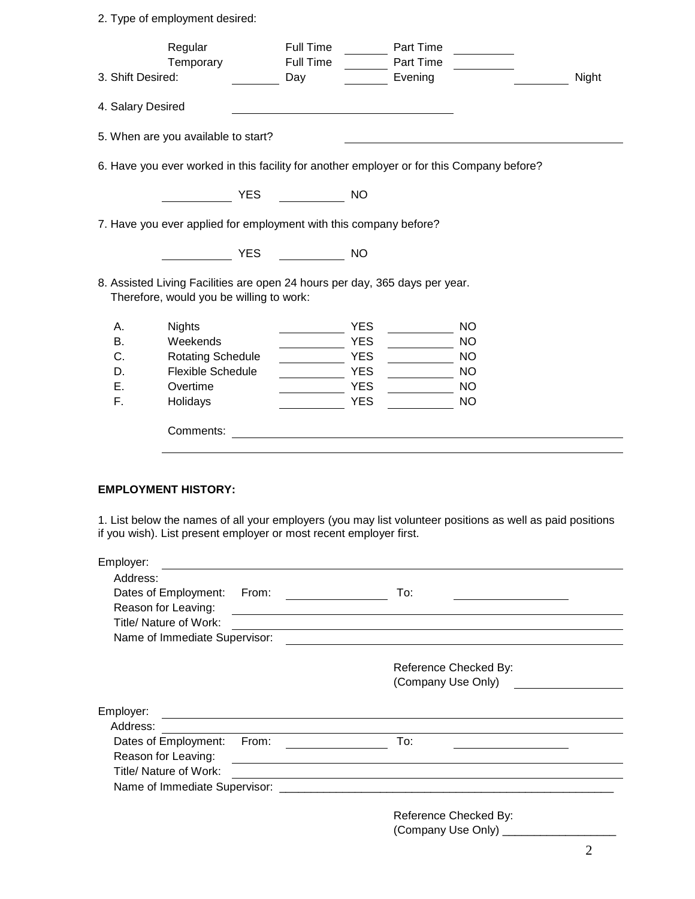2. Type of employment desired:

| | | | | |
|---|---|---|---|---|
| Regular | Full Time | ______ | Part Time | ______ |
| Temporary | Full Time | ______ | Part Time | ______ |

3. Shift Desired: ______ Day ______ Evening ______ Night

4. Salary Desired ____________________

5. When are you available to start? ____________________

6. Have you ever worked in this facility for another employer or for this Company before?

______ YES ______ NO

7. Have you ever applied for employment with this company before?

______ YES ______ NO

8. Assisted Living Facilities are open 24 hours per day, 365 days per year. Therefore, would you be willing to work:

| | | | | | |
|---|---|---|---|---|---|
| A. | Nights | ______ | YES | ______ | NO |
| B. | Weekends | ______ | YES | ______ | NO |
| C. | Rotating Schedule | ______ | YES | ______ | NO |
| D. | Flexible Schedule | ______ | YES | ______ | NO |
| E. | Overtime | ______ | YES | ______ | NO |
| F. | Holidays | ______ | YES | ______ | NO |

Comments: ____________________

____________________

**EMPLOYMENT HISTORY:**

1. List below the names of all your employers (you may list volunteer positions as well as paid positions if you wish). List present employer or most recent employer first.

Employer: ____________________

Address:

Dates of Employment: From: ______ To: ______

Reason for Leaving: ____________________

Title/ Nature of Work: ____________________

Name of Immediate Supervisor: ____________________

Reference Checked By:
(Company Use Only) ______

Employer: ____________________

Address: ____________________

Dates of Employment: From: ______ To: ______

Reason for Leaving: ____________________

Title/ Nature of Work: ____________________

Name of Immediate Supervisor: ____________________

Reference Checked By:
(Company Use Only) ______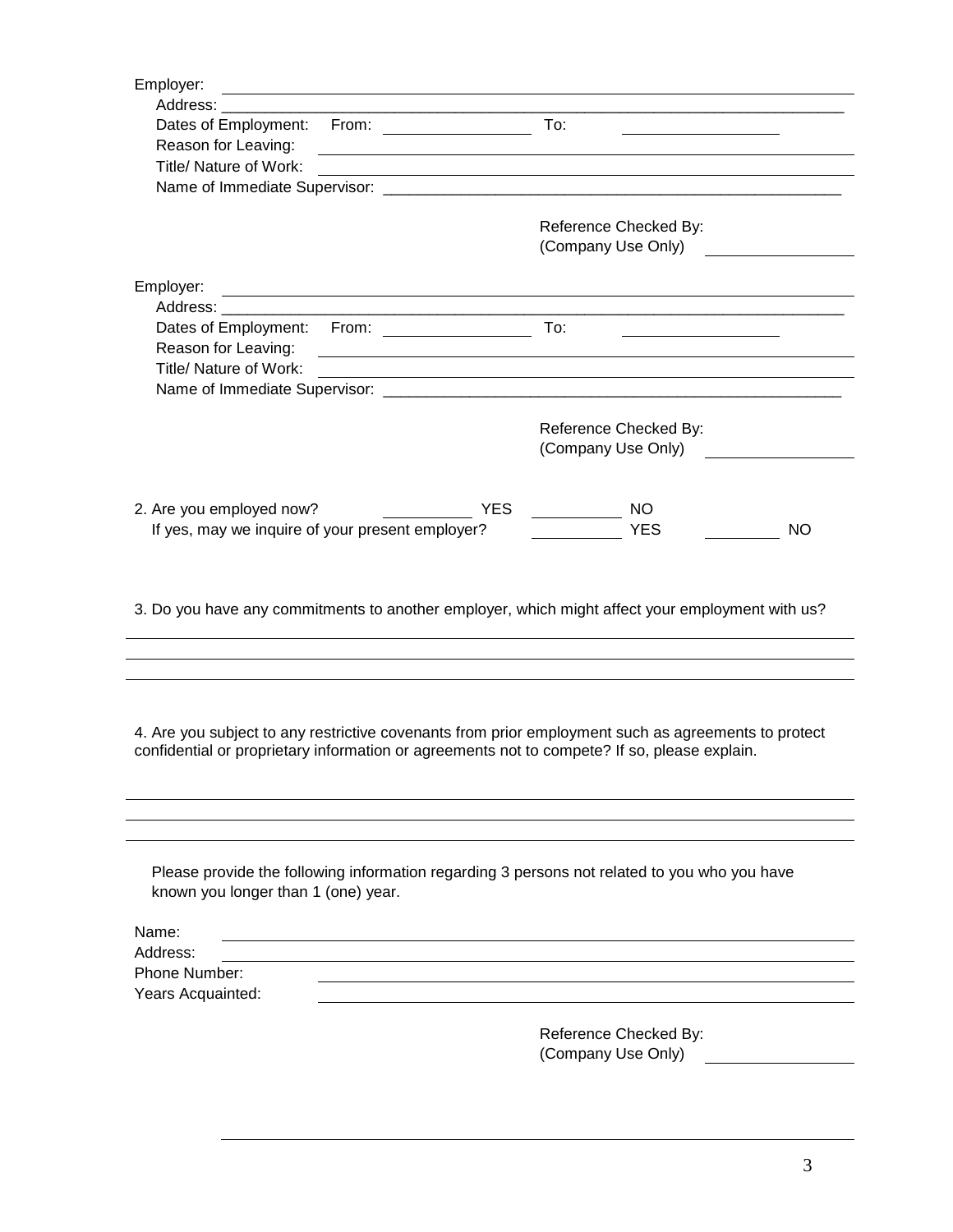Employer: \_\_\_\_\_\_\_\_\_\_\_\_\_\_\_\_\_\_\_\_\_\_\_\_\_\_\_\_\_\_\_\_\_\_\_\_\_\_\_\_\_\_\_\_\_\_\_\_\_\_\_\_\_\_\_\_\_\_\_\_

Address: \_\_\_\_\_\_\_\_\_\_\_\_\_\_\_\_\_\_\_\_\_\_\_\_\_\_\_\_\_\_\_\_\_\_\_\_\_\_\_\_\_\_\_\_\_\_\_\_\_\_\_\_\_\_\_\_\_\_\_\_

Dates of Employment: From: \_\_\_\_\_\_\_\_\_\_\_\_\_\_\_\_ To: \_\_\_\_\_\_\_\_\_\_\_\_\_\_\_\_

Reason for Leaving: \_\_\_\_\_\_\_\_\_\_\_\_\_\_\_\_\_\_\_\_\_\_\_\_\_\_\_\_\_\_\_\_\_\_\_\_\_\_\_\_\_\_\_\_\_\_\_\_\_\_

Title/ Nature of Work: \_\_\_\_\_\_\_\_\_\_\_\_\_\_\_\_\_\_\_\_\_\_\_\_\_\_\_\_\_\_\_\_\_\_\_\_\_\_\_\_\_\_\_\_\_\_\_\_\_\_

Name of Immediate Supervisor: \_\_\_\_\_\_\_\_\_\_\_\_\_\_\_\_\_\_\_\_\_\_\_\_\_\_\_\_\_\_\_\_\_\_\_\_\_\_\_\_\_\_\_\_

Reference Checked By:
(Company Use Only) \_\_\_\_\_\_\_\_\_\_\_\_\_\_\_\_

Employer: \_\_\_\_\_\_\_\_\_\_\_\_\_\_\_\_\_\_\_\_\_\_\_\_\_\_\_\_\_\_\_\_\_\_\_\_\_\_\_\_\_\_\_\_\_\_\_\_\_\_\_\_\_\_\_\_\_\_\_\_

Address: \_\_\_\_\_\_\_\_\_\_\_\_\_\_\_\_\_\_\_\_\_\_\_\_\_\_\_\_\_\_\_\_\_\_\_\_\_\_\_\_\_\_\_\_\_\_\_\_\_\_\_\_\_\_\_\_\_\_\_\_

Dates of Employment: From: \_\_\_\_\_\_\_\_\_\_\_\_\_\_\_\_ To: \_\_\_\_\_\_\_\_\_\_\_\_\_\_\_\_

Reason for Leaving: \_\_\_\_\_\_\_\_\_\_\_\_\_\_\_\_\_\_\_\_\_\_\_\_\_\_\_\_\_\_\_\_\_\_\_\_\_\_\_\_\_\_\_\_\_\_\_\_\_\_

Title/ Nature of Work: \_\_\_\_\_\_\_\_\_\_\_\_\_\_\_\_\_\_\_\_\_\_\_\_\_\_\_\_\_\_\_\_\_\_\_\_\_\_\_\_\_\_\_\_\_\_\_\_\_\_

Name of Immediate Supervisor: \_\_\_\_\_\_\_\_\_\_\_\_\_\_\_\_\_\_\_\_\_\_\_\_\_\_\_\_\_\_\_\_\_\_\_\_\_\_\_\_\_\_\_\_

Reference Checked By:
(Company Use Only) \_\_\_\_\_\_\_\_\_\_\_\_\_\_\_\_

2. Are you employed now? \_\_\_\_\_\_\_\_\_\_ YES \_\_\_\_\_\_\_\_\_\_ NO

If yes, may we inquire of your present employer? \_\_\_\_\_\_\_\_\_\_ YES \_\_\_\_\_\_\_\_\_\_ NO

3. Do you have any commitments to another employer, which might affect your employment with us?

\_\_\_\_\_\_\_\_\_\_\_\_\_\_\_\_\_\_\_\_\_\_\_\_\_\_\_\_\_\_\_\_\_\_\_\_\_\_\_\_\_\_\_\_\_\_\_\_\_\_\_\_\_\_\_\_\_\_\_\_\_\_\_\_\_\_\_\_\_\_\_\_

\_\_\_\_\_\_\_\_\_\_\_\_\_\_\_\_\_\_\_\_\_\_\_\_\_\_\_\_\_\_\_\_\_\_\_\_\_\_\_\_\_\_\_\_\_\_\_\_\_\_\_\_\_\_\_\_\_\_\_\_\_\_\_\_\_\_\_\_\_\_\_\_

\_\_\_\_\_\_\_\_\_\_\_\_\_\_\_\_\_\_\_\_\_\_\_\_\_\_\_\_\_\_\_\_\_\_\_\_\_\_\_\_\_\_\_\_\_\_\_\_\_\_\_\_\_\_\_\_\_\_\_\_\_\_\_\_\_\_\_\_\_\_\_\_

4. Are you subject to any restrictive covenants from prior employment such as agreements to protect confidential or proprietary information or agreements not to compete? If so, please explain.

\_\_\_\_\_\_\_\_\_\_\_\_\_\_\_\_\_\_\_\_\_\_\_\_\_\_\_\_\_\_\_\_\_\_\_\_\_\_\_\_\_\_\_\_\_\_\_\_\_\_\_\_\_\_\_\_\_\_\_\_\_\_\_\_\_\_\_\_\_\_\_\_

\_\_\_\_\_\_\_\_\_\_\_\_\_\_\_\_\_\_\_\_\_\_\_\_\_\_\_\_\_\_\_\_\_\_\_\_\_\_\_\_\_\_\_\_\_\_\_\_\_\_\_\_\_\_\_\_\_\_\_\_\_\_\_\_\_\_\_\_\_\_\_\_

\_\_\_\_\_\_\_\_\_\_\_\_\_\_\_\_\_\_\_\_\_\_\_\_\_\_\_\_\_\_\_\_\_\_\_\_\_\_\_\_\_\_\_\_\_\_\_\_\_\_\_\_\_\_\_\_\_\_\_\_\_\_\_\_\_\_\_\_\_\_\_\_

Please provide the following information regarding 3 persons not related to you who you have known you longer than 1 (one) year.

Name: \_\_\_\_\_\_\_\_\_\_\_\_\_\_\_\_\_\_\_\_\_\_\_\_\_\_\_\_\_\_\_\_\_\_\_\_\_\_\_\_\_\_\_\_\_\_\_\_\_\_\_\_\_\_\_\_\_\_\_\_

Address: \_\_\_\_\_\_\_\_\_\_\_\_\_\_\_\_\_\_\_\_\_\_\_\_\_\_\_\_\_\_\_\_\_\_\_\_\_\_\_\_\_\_\_\_\_\_\_\_\_\_\_\_\_\_\_\_\_\_\_\_

Phone Number: \_\_\_\_\_\_\_\_\_\_\_\_\_\_\_\_\_\_\_\_\_\_\_\_\_\_\_\_\_\_\_\_\_\_\_\_\_\_\_\_\_\_\_\_\_\_\_\_\_\_

Years Acquainted: \_\_\_\_\_\_\_\_\_\_\_\_\_\_\_\_\_\_\_\_\_\_\_\_\_\_\_\_\_\_\_\_\_\_\_\_\_\_\_\_\_\_\_\_\_\_\_\_\_\_

Reference Checked By:
(Company Use Only) \_\_\_\_\_\_\_\_\_\_\_\_\_\_\_\_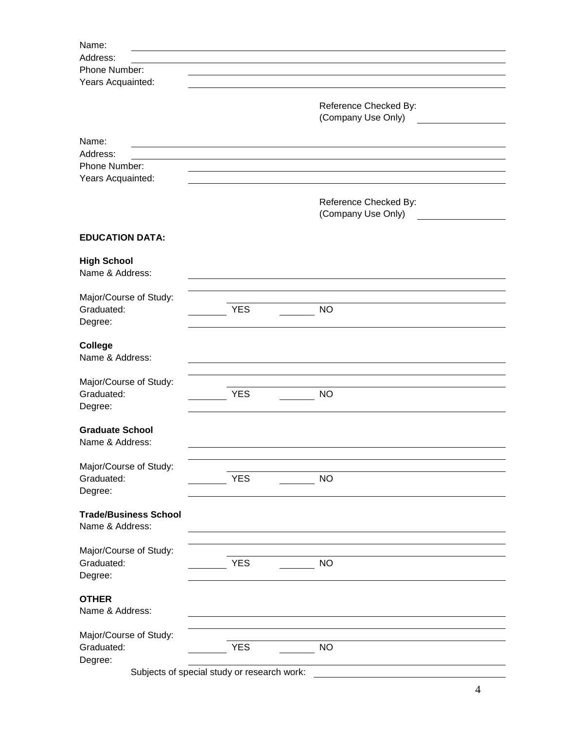Name: ______________________________________________

Address: ______________________________________________

Phone Number: ______________________________________________

Years Acquainted: ______________________________________________

Reference Checked By:
(Company Use Only) ____________________

Name: ______________________________________________

Address: ______________________________________________

Phone Number: ______________________________________________

Years Acquainted: ______________________________________________

Reference Checked By:
(Company Use Only) ____________________

**EDUCATION DATA:**

**High School**

Name & Address: ______________________________________________

______________________________________________

Major/Course of Study: ______________________________________________

Graduated: ________ YES ________ NO

Degree: ______________________________________________

**College**

Name & Address: ______________________________________________

______________________________________________

Major/Course of Study: ______________________________________________

Graduated: ________ YES ________ NO

Degree: ______________________________________________

**Graduate School**

Name & Address: ______________________________________________

______________________________________________

Major/Course of Study: ______________________________________________

Graduated: ________ YES ________ NO

Degree: ______________________________________________

**Trade/Business School**

Name & Address: ______________________________________________

______________________________________________

Major/Course of Study: ______________________________________________

Graduated: ________ YES ________ NO

Degree: ______________________________________________

**OTHER**

Name & Address: ______________________________________________

______________________________________________

Major/Course of Study: ______________________________________________

Graduated: ________ YES ________ NO

Degree: ______________________________________________

Subjects of special study or research work: ______________________________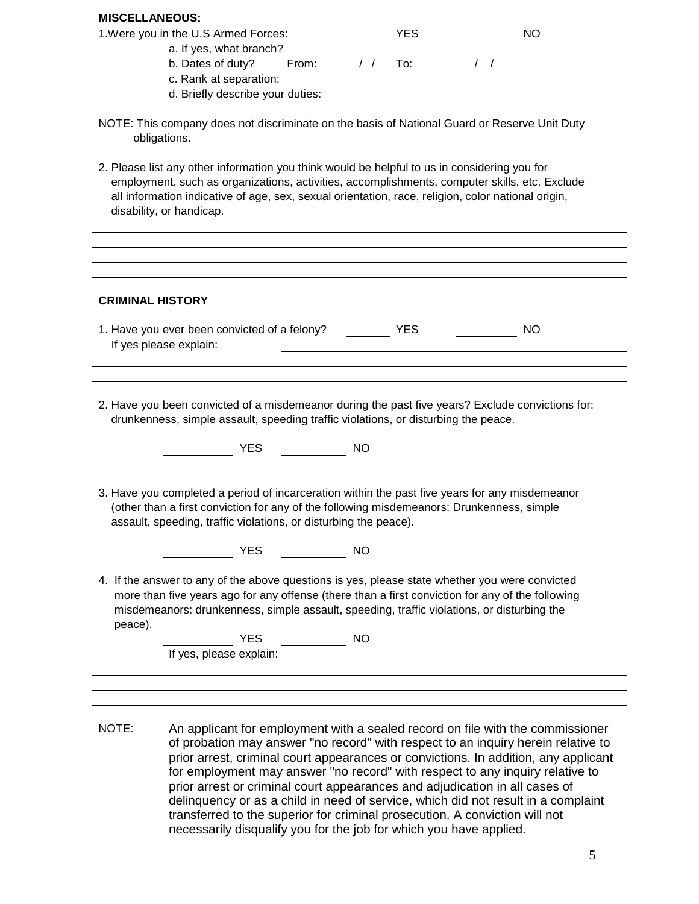**MISCELLANEOUS:**

1. Were you in the U.S Armed Forces: _______ YES _________ NO
   - a. If yes, what branch? ____________________
   - b. Dates of duty? From: ___/___/___ To: ___/___/___
   - c. Rank at separation: ____________________
   - d. Briefly describe your duties: ____________________

NOTE: This company does not discriminate on the basis of National Guard or Reserve Unit Duty obligations.

2. Please list any other information you think would be helpful to us in considering you for employment, such as organizations, activities, accomplishments, computer skills, etc. Exclude all information indicative of age, sex, sexual orientation, race, religion, color national origin, disability, or handicap.

________________________________________

________________________________________

________________________________________

________________________________________

**CRIMINAL HISTORY**

1. Have you ever been convicted of a felony? _______ YES _________ NO

   If yes please explain: ____________________

________________________________________

________________________________________

2. Have you been convicted of a misdemeanor during the past five years? Exclude convictions for: drunkenness, simple assault, speeding traffic violations, or disturbing the peace.

   _________ YES _________ NO

3. Have you completed a period of incarceration within the past five years for any misdemeanor (other than a first conviction for any of the following misdemeanors: Drunkenness, simple assault, speeding, traffic violations, or disturbing the peace).

   _________ YES _________ NO

4. If the answer to any of the above questions is yes, please state whether you were convicted more than five years ago for any offense (there than a first conviction for any of the following misdemeanors: drunkenness, simple assault, speeding, traffic violations, or disturbing the peace).

   _________ YES _________ NO

   If yes, please explain:

________________________________________

________________________________________

________________________________________

NOTE: An applicant for employment with a sealed record on file with the commissioner of probation may answer "no record" with respect to an inquiry herein relative to prior arrest, criminal court appearances or convictions. In addition, any applicant for employment may answer "no record" with respect to any inquiry relative to prior arrest or criminal court appearances and adjudication in all cases of delinquency or as a child in need of service, which did not result in a complaint transferred to the superior for criminal prosecution. A conviction will not necessarily disqualify you for the job for which you have applied.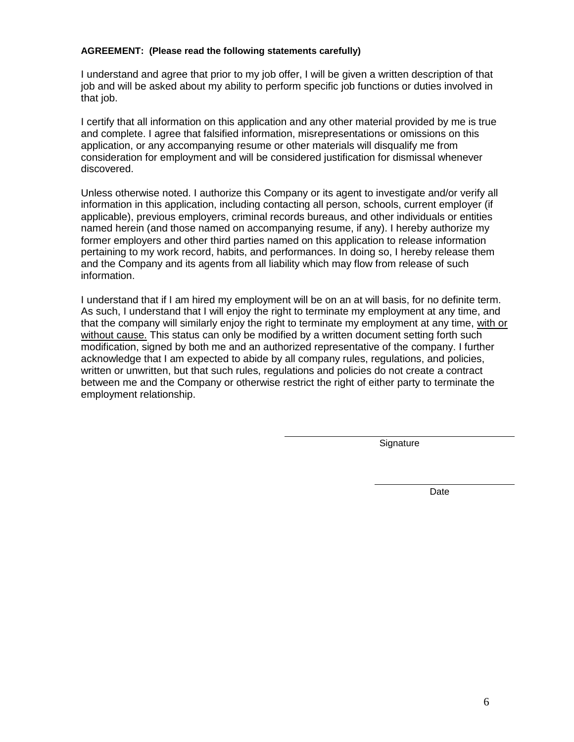**AGREEMENT: (Please read the following statements carefully)**

I understand and agree that prior to my job offer, I will be given a written description of that job and will be asked about my ability to perform specific job functions or duties involved in that job.

I certify that all information on this application and any other material provided by me is true and complete. I agree that falsified information, misrepresentations or omissions on this application, or any accompanying resume or other materials will disqualify me from consideration for employment and will be considered justification for dismissal whenever discovered.

Unless otherwise noted. I authorize this Company or its agent to investigate and/or verify all information in this application, including contacting all person, schools, current employer (if applicable), previous employers, criminal records bureaus, and other individuals or entities named herein (and those named on accompanying resume, if any). I hereby authorize my former employers and other third parties named on this application to release information pertaining to my work record, habits, and performances. In doing so, I hereby release them and the Company and its agents from all liability which may flow from release of such information.

I understand that if I am hired my employment will be on an at will basis, for no definite term. As such, I understand that I will enjoy the right to terminate my employment at any time, and that the company will similarly enjoy the right to terminate my employment at any time, <u>with or without cause.</u> This status can only be modified by a written document setting forth such modification, signed by both me and an authorized representative of the company. I further acknowledge that I am expected to abide by all company rules, regulations, and policies, written or unwritten, but that such rules, regulations and policies do not create a contract between me and the Company or otherwise restrict the right of either party to terminate the employment relationship.

\_\_\_\_\_\_\_\_\_\_\_\_\_\_\_\_\_\_\_\_\_\_\_\_\_\_\_\_\_\_\_\_\_\_\_\_\_\_\_\_
Signature

\_\_\_\_\_\_\_\_\_\_\_\_\_\_\_\_\_\_\_\_\_\_\_\_\_\_
Date